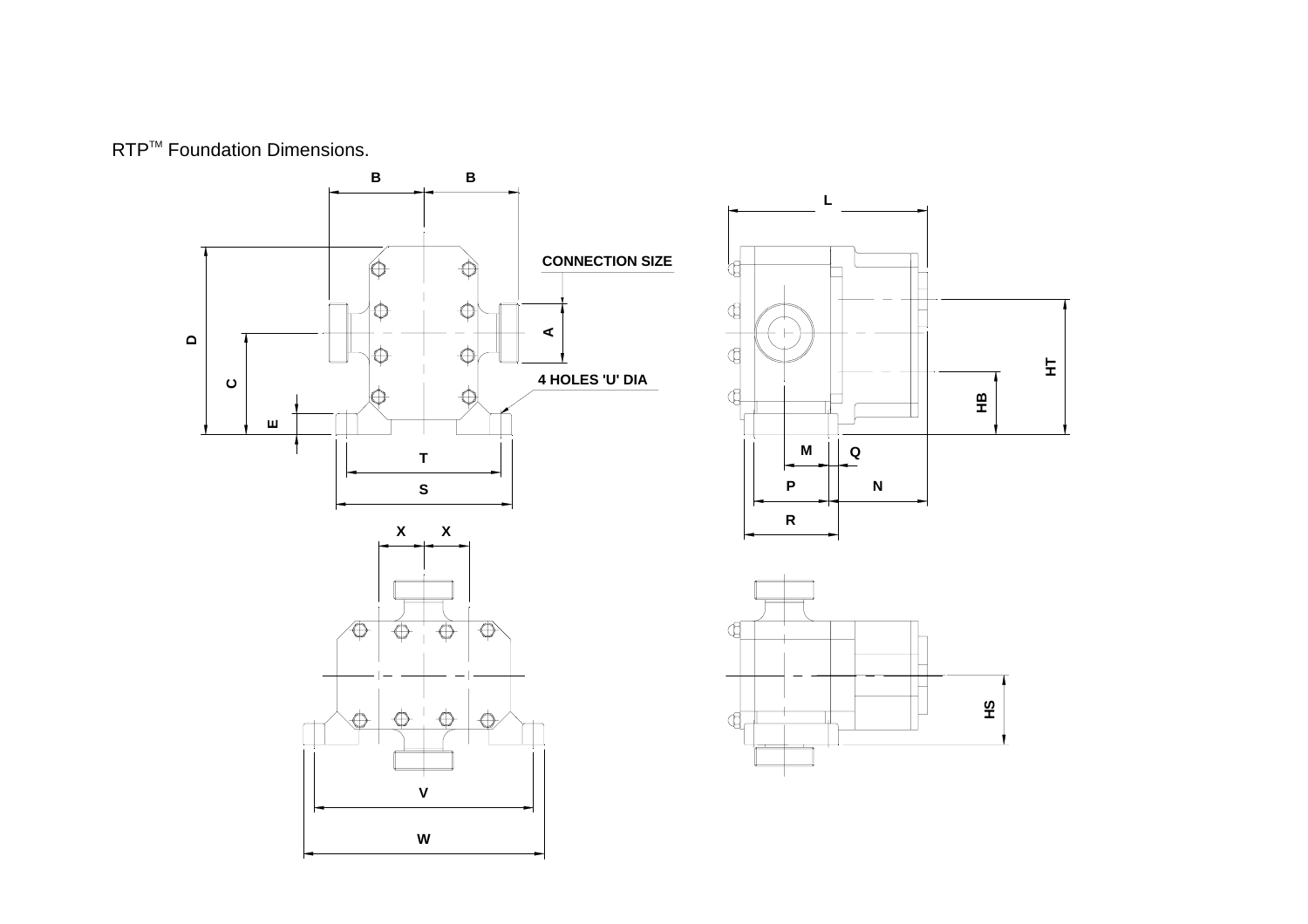RTP[TM] Foundation Dimensions.

B B L CONNECTION SIZE A D C 4 HOLES 'U' DIA E T S HT HB M Q P N R X X V W HS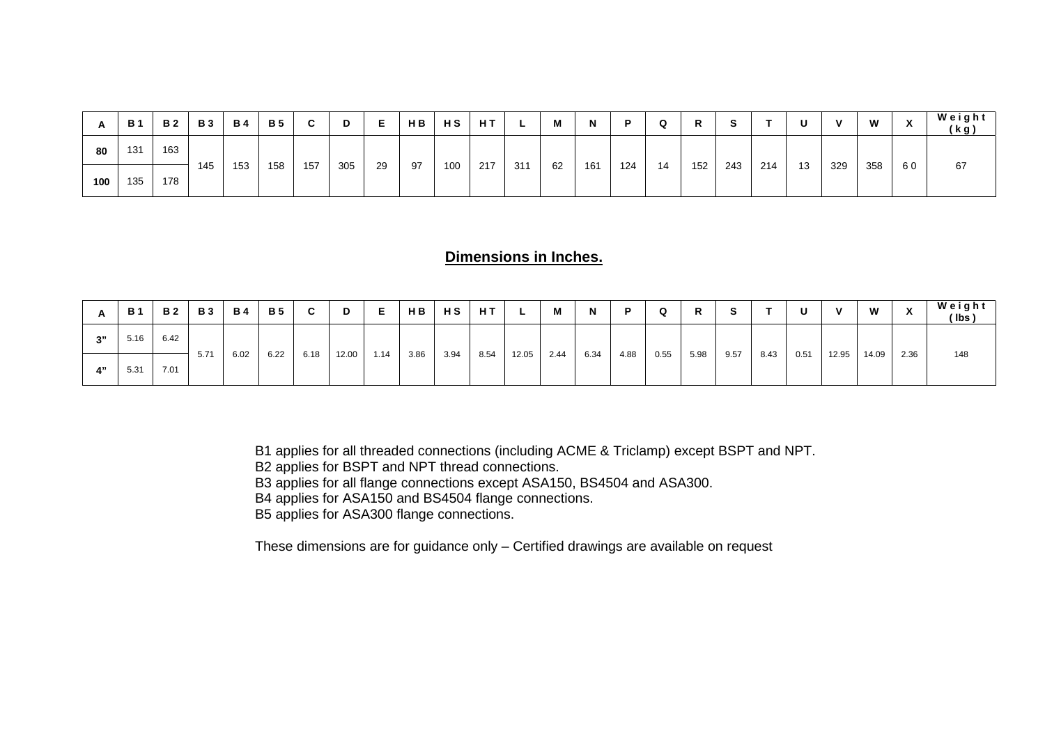| A | B 1 | B 2 | B 3 | B 4 | B 5 | C | D | E | H B | H S | H T | L | M | N | P | Q | R | S | T | U | V | W | X | Weight (kg) |
|---|---|---|---|---|---|---|---|---|---|---|---|---|---|---|---|---|---|---|---|---|---|---|---|---|
| 80 | 131 | 163 | 145 | 153 | 158 | 157 | 305 | 29 | 97 | 100 | 217 | 311 | 62 | 161 | 124 | 14 | 152 | 243 | 214 | 13 | 329 | 358 | 60 | 67 |
| 100 | 135 | 178 | | | | | | | | | | | | | | | | | | | | | | |

**Dimensions in Inches.**

| A | B 1 | B 2 | B 3 | B 4 | B 5 | C | D | E | H B | H S | H T | L | M | N | P | Q | R | S | T | U | V | W | X | Weight (lbs) |
|---|---|---|---|---|---|---|---|---|---|---|---|---|---|---|---|---|---|---|---|---|---|---|---|---|
| 3" | 5.16 | 6.42 | 5.71 | 6.02 | 6.22 | 6.18 | 12.00 | 1.14 | 3.86 | 3.94 | 8.54 | 12.05 | 2.44 | 6.34 | 4.88 | 0.55 | 5.98 | 9.57 | 8.43 | 0.51 | 12.95 | 14.09 | 2.36 | 148 |
| 4" | 5.31 | 7.01 | | | | | | | | | | | | | | | | | | | | | | |

B1 applies for all threaded connections (including ACME & Triclamp) except BSPT and NPT.
B2 applies for BSPT and NPT thread connections.
B3 applies for all flange connections except ASA150, BS4504 and ASA300.
B4 applies for ASA150 and BS4504 flange connections.
B5 applies for ASA300 flange connections.

These dimensions are for guidance only – Certified drawings are available on request